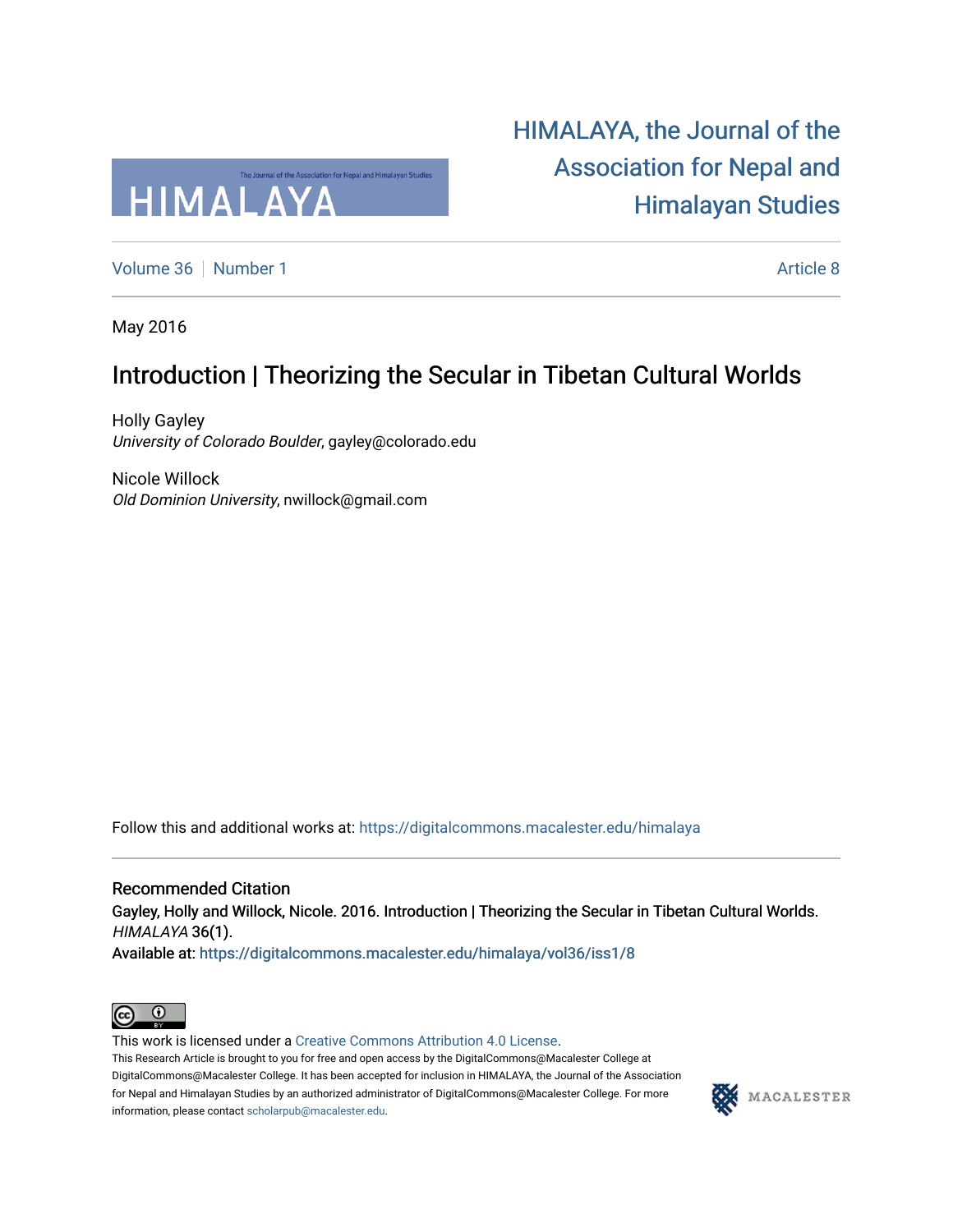# HIMALAYA, the Journal of the Association for Nepal and Himalayan Studies

Volume 36 | Number 1 | Article 8

May 2016

## Introduction | Theorizing the Secular in Tibetan Cultural Worlds

Holly Gayley
*University of Colorado Boulder*, gayley@colorado.edu

Nicole Willock
*Old Dominion University*, nwillock@gmail.com

Follow this and additional works at: https://digitalcommons.macalester.edu/himalaya

### Recommended Citation

Gayley, Holly and Willock, Nicole. 2016. Introduction | Theorizing the Secular in Tibetan Cultural Worlds. *HIMALAYA* 36(1).
Available at: https://digitalcommons.macalester.edu/himalaya/vol36/iss1/8

This work is licensed under a Creative Commons Attribution 4.0 License.
This Research Article is brought to you for free and open access by the DigitalCommons@Macalester College at DigitalCommons@Macalester College. It has been accepted for inclusion in HIMALAYA, the Journal of the Association for Nepal and Himalayan Studies by an authorized administrator of DigitalCommons@Macalester College. For more information, please contact scholarpub@macalester.edu.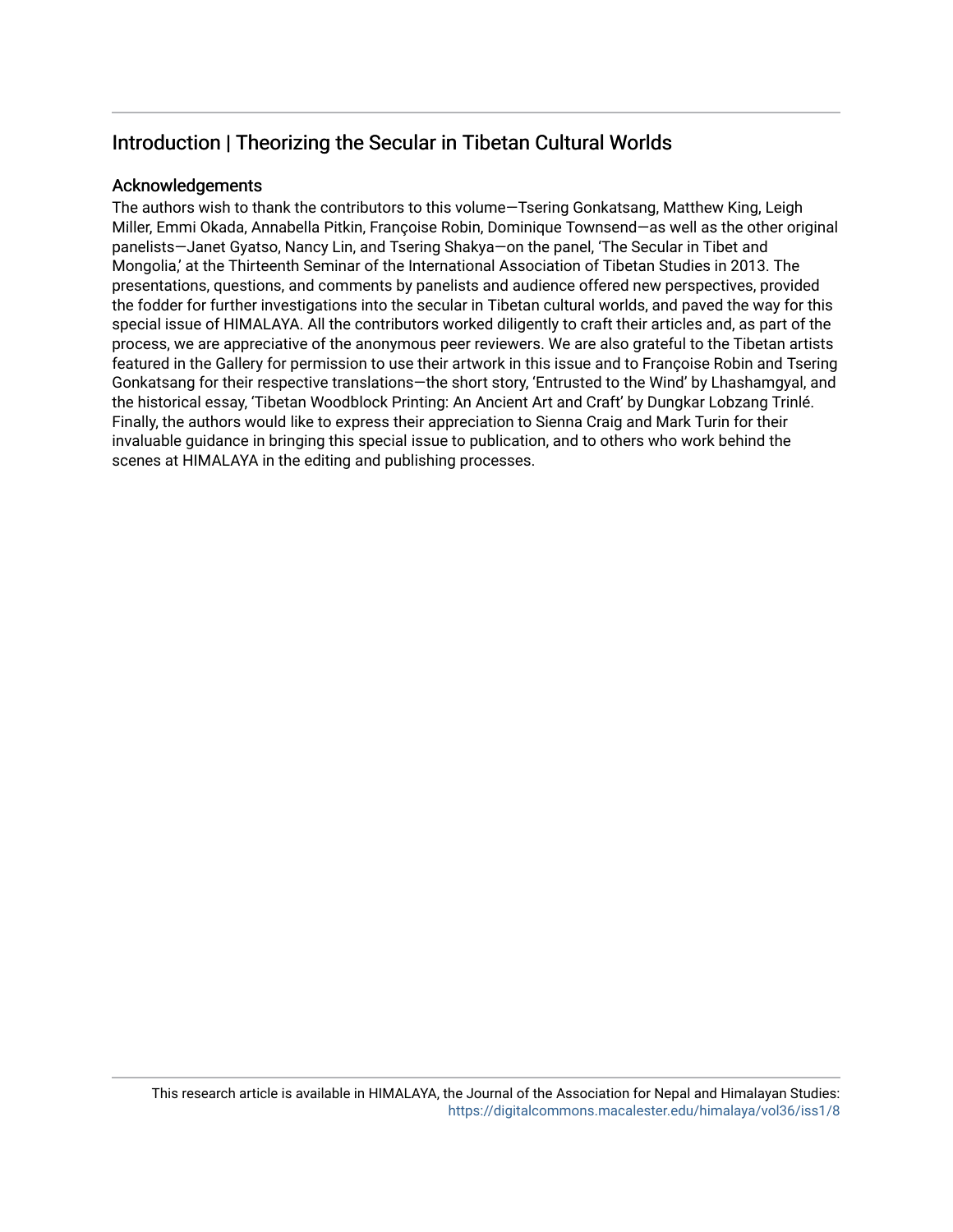## Introduction | Theorizing the Secular in Tibetan Cultural Worlds

### Acknowledgements

The authors wish to thank the contributors to this volume—Tsering Gonkatsang, Matthew King, Leigh Miller, Emmi Okada, Annabella Pitkin, Françoise Robin, Dominique Townsend—as well as the other original panelists—Janet Gyatso, Nancy Lin, and Tsering Shakya—on the panel, 'The Secular in Tibet and Mongolia,' at the Thirteenth Seminar of the International Association of Tibetan Studies in 2013. The presentations, questions, and comments by panelists and audience offered new perspectives, provided the fodder for further investigations into the secular in Tibetan cultural worlds, and paved the way for this special issue of HIMALAYA. All the contributors worked diligently to craft their articles and, as part of the process, we are appreciative of the anonymous peer reviewers. We are also grateful to the Tibetan artists featured in the Gallery for permission to use their artwork in this issue and to Françoise Robin and Tsering Gonkatsang for their respective translations—the short story, 'Entrusted to the Wind' by Lhashamgyal, and the historical essay, 'Tibetan Woodblock Printing: An Ancient Art and Craft' by Dungkar Lobzang Trinlé. Finally, the authors would like to express their appreciation to Sienna Craig and Mark Turin for their invaluable guidance in bringing this special issue to publication, and to others who work behind the scenes at HIMALAYA in the editing and publishing processes.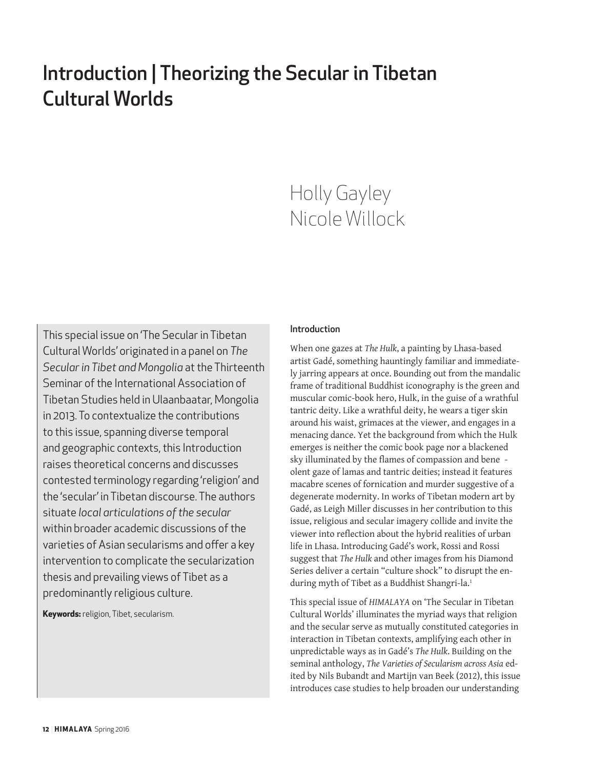# Introduction | Theorizing the Secular in Tibetan Cultural Worlds

Holly Gayley
Nicole Willock

This special issue on 'The Secular in Tibetan Cultural Worlds' originated in a panel on *The Secular in Tibet and Mongolia* at the Thirteenth Seminar of the International Association of Tibetan Studies held in Ulaanbaatar, Mongolia in 2013. To contextualize the contributions to this issue, spanning diverse temporal and geographic contexts, this Introduction raises theoretical concerns and discusses contested terminology regarding 'religion' and the 'secular' in Tibetan discourse. The authors situate *local articulations of the secular* within broader academic discussions of the varieties of Asian secularisms and offer a key intervention to complicate the secularization thesis and prevailing views of Tibet as a predominantly religious culture.

**Keywords:** religion, Tibet, secularism.

## Introduction

When one gazes at *The Hulk*, a painting by Lhasa-based artist Gadé, something hauntingly familiar and immediately jarring appears at once. Bounding out from the mandalic frame of traditional Buddhist iconography is the green and muscular comic-book hero, Hulk, in the guise of a wrathful tantric deity. Like a wrathful deity, he wears a tiger skin around his waist, grimaces at the viewer, and engages in a menacing dance. Yet the background from which the Hulk emerges is neither the comic book page nor a blackened sky illuminated by the flames of compassion and benevolent gaze of lamas and tantric deities; instead it features macabre scenes of fornication and murder suggestive of a degenerate modernity. In works of Tibetan modern art by Gadé, as Leigh Miller discusses in her contribution to this issue, religious and secular imagery collide and invite the viewer into reflection about the hybrid realities of urban life in Lhasa. Introducing Gadé's work, Rossi and Rossi suggest that *The Hulk* and other images from his Diamond Series deliver a certain "culture shock" to disrupt the enduring myth of Tibet as a Buddhist Shangri-la.[1]

This special issue of *HIMALAYA* on 'The Secular in Tibetan Cultural Worlds' illuminates the myriad ways that religion and the secular serve as mutually constituted categories in interaction in Tibetan contexts, amplifying each other in unpredictable ways as in Gadé's *The Hulk*. Building on the seminal anthology, *The Varieties of Secularism across Asia* edited by Nils Bubandt and Martijn van Beek (2012), this issue introduces case studies to help broaden our understanding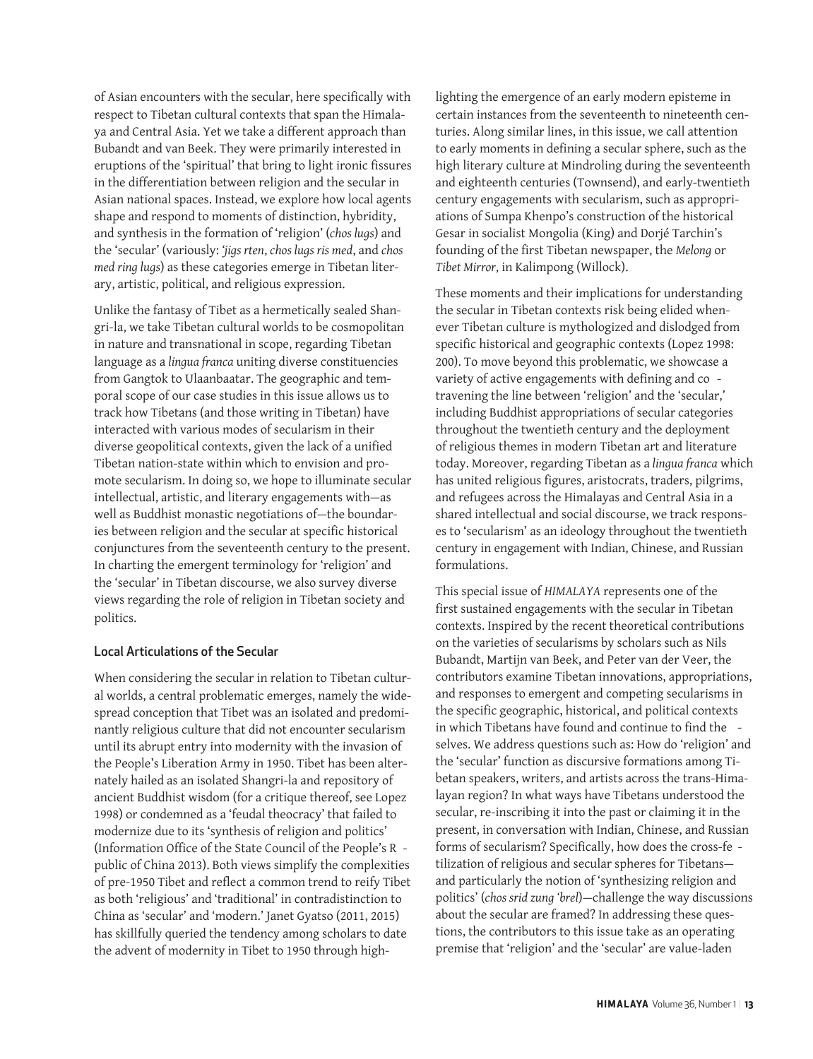of Asian encounters with the secular, here specifically with respect to Tibetan cultural contexts that span the Himalaya and Central Asia. Yet we take a different approach than Bubandt and van Beek. They were primarily interested in eruptions of the 'spiritual' that bring to light ironic fissures in the differentiation between religion and the secular in Asian national spaces. Instead, we explore how local agents shape and respond to moments of distinction, hybridity, and synthesis in the formation of 'religion' (*chos lugs*) and the 'secular' (variously: *'jigs rten*, *chos lugs ris med*, and *chos med ring lugs*) as these categories emerge in Tibetan literary, artistic, political, and religious expression.

Unlike the fantasy of Tibet as a hermetically sealed Shangri-la, we take Tibetan cultural worlds to be cosmopolitan in nature and transnational in scope, regarding Tibetan language as a *lingua franca* uniting diverse constituencies from Gangtok to Ulaanbaatar. The geographic and temporal scope of our case studies in this issue allows us to track how Tibetans (and those writing in Tibetan) have interacted with various modes of secularism in their diverse geopolitical contexts, given the lack of a unified Tibetan nation-state within which to envision and promote secularism. In doing so, we hope to illuminate secular intellectual, artistic, and literary engagements with—as well as Buddhist monastic negotiations of—the boundaries between religion and the secular at specific historical conjunctures from the seventeenth century to the present. In charting the emergent terminology for 'religion' and the 'secular' in Tibetan discourse, we also survey diverse views regarding the role of religion in Tibetan society and politics.

## Local Articulations of the Secular

When considering the secular in relation to Tibetan cultural worlds, a central problematic emerges, namely the widespread conception that Tibet was an isolated and predominantly religious culture that did not encounter secularism until its abrupt entry into modernity with the invasion of the People's Liberation Army in 1950. Tibet has been alternately hailed as an isolated Shangri-la and repository of ancient Buddhist wisdom (for a critique thereof, see Lopez 1998) or condemned as a 'feudal theocracy' that failed to modernize due to its 'synthesis of religion and politics' (Information Office of the State Council of the People's Republic of China 2013). Both views simplify the complexities of pre-1950 Tibet and reflect a common trend to reify Tibet as both 'religious' and 'traditional' in contradistinction to China as 'secular' and 'modern.' Janet Gyatso (2011, 2015) has skillfully queried the tendency among scholars to date the advent of modernity in Tibet to 1950 through highlighting the emergence of an early modern episteme in certain instances from the seventeenth to nineteenth centuries. Along similar lines, in this issue, we call attention to early moments in defining a secular sphere, such as the high literary culture at Mindroling during the seventeenth and eighteenth centuries (Townsend), and early-twentieth century engagements with secularism, such as appropriations of Sumpa Khenpo's construction of the historical Gesar in socialist Mongolia (King) and Dorjé Tarchin's founding of the first Tibetan newspaper, the *Melong* or *Tibet Mirror*, in Kalimpong (Willock).

These moments and their implications for understanding the secular in Tibetan contexts risk being elided whenever Tibetan culture is mythologized and dislodged from specific historical and geographic contexts (Lopez 1998: 200). To move beyond this problematic, we showcase a variety of active engagements with defining and contravening the line between 'religion' and the 'secular,' including Buddhist appropriations of secular categories throughout the twentieth century and the deployment of religious themes in modern Tibetan art and literature today. Moreover, regarding Tibetan as a *lingua franca* which has united religious figures, aristocrats, traders, pilgrims, and refugees across the Himalayas and Central Asia in a shared intellectual and social discourse, we track responses to 'secularism' as an ideology throughout the twentieth century in engagement with Indian, Chinese, and Russian formulations.

This special issue of *HIMALAYA* represents one of the first sustained engagements with the secular in Tibetan contexts. Inspired by the recent theoretical contributions on the varieties of secularisms by scholars such as Nils Bubandt, Martijn van Beek, and Peter van der Veer, the contributors examine Tibetan innovations, appropriations, and responses to emergent and competing secularisms in the specific geographic, historical, and political contexts in which Tibetans have found and continue to find themselves. We address questions such as: How do 'religion' and the 'secular' function as discursive formations among Tibetan speakers, writers, and artists across the trans-Himalayan region? In what ways have Tibetans understood the secular, re-inscribing it into the past or claiming it in the present, in conversation with Indian, Chinese, and Russian forms of secularism? Specifically, how does the cross-fertilization of religious and secular spheres for Tibetans—and particularly the notion of 'synthesizing religion and politics' (*chos srid zung 'brel*)—challenge the way discussions about the secular are framed? In addressing these questions, the contributors to this issue take as an operating premise that 'religion' and the 'secular' are value-laden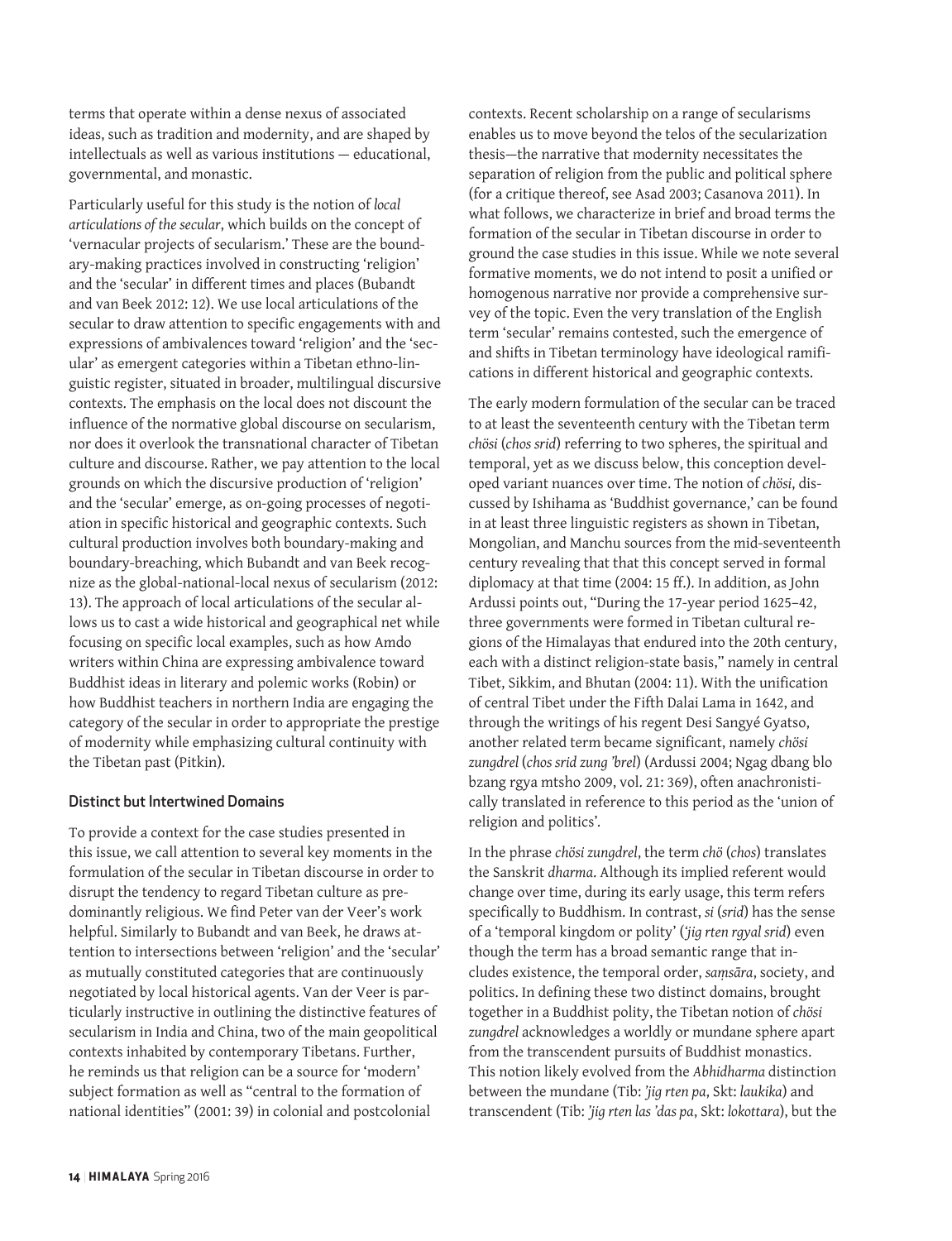terms that operate within a dense nexus of associated ideas, such as tradition and modernity, and are shaped by intellectuals as well as various institutions — educational, governmental, and monastic.

Particularly useful for this study is the notion of *local articulations of the secular*, which builds on the concept of 'vernacular projects of secularism.' These are the boundary-making practices involved in constructing 'religion' and the 'secular' in different times and places (Bubandt and van Beek 2012: 12). We use local articulations of the secular to draw attention to specific engagements with and expressions of ambivalences toward 'religion' and the 'secular' as emergent categories within a Tibetan ethno-linguistic register, situated in broader, multilingual discursive contexts. The emphasis on the local does not discount the influence of the normative global discourse on secularism, nor does it overlook the transnational character of Tibetan culture and discourse. Rather, we pay attention to the local grounds on which the discursive production of 'religion' and the 'secular' emerge, as on-going processes of negotiation in specific historical and geographic contexts. Such cultural production involves both boundary-making and boundary-breaching, which Bubandt and van Beek recognize as the global-national-local nexus of secularism (2012: 13). The approach of local articulations of the secular allows us to cast a wide historical and geographical net while focusing on specific local examples, such as how Amdo writers within China are expressing ambivalence toward Buddhist ideas in literary and polemic works (Robin) or how Buddhist teachers in northern India are engaging the category of the secular in order to appropriate the prestige of modernity while emphasizing cultural continuity with the Tibetan past (Pitkin).

### Distinct but Intertwined Domains

To provide a context for the case studies presented in this issue, we call attention to several key moments in the formulation of the secular in Tibetan discourse in order to disrupt the tendency to regard Tibetan culture as predominantly religious. We find Peter van der Veer's work helpful. Similarly to Bubandt and van Beek, he draws attention to intersections between 'religion' and the 'secular' as mutually constituted categories that are continuously negotiated by local historical agents. Van der Veer is particularly instructive in outlining the distinctive features of secularism in India and China, two of the main geopolitical contexts inhabited by contemporary Tibetans. Further, he reminds us that religion can be a source for 'modern' subject formation as well as "central to the formation of national identities" (2001: 39) in colonial and postcolonial contexts. Recent scholarship on a range of secularisms enables us to move beyond the telos of the secularization thesis—the narrative that modernity necessitates the separation of religion from the public and political sphere (for a critique thereof, see Asad 2003; Casanova 2011). In what follows, we characterize in brief and broad terms the formation of the secular in Tibetan discourse in order to ground the case studies in this issue. While we note several formative moments, we do not intend to posit a unified or homogenous narrative nor provide a comprehensive survey of the topic. Even the very translation of the English term 'secular' remains contested, such the emergence of and shifts in Tibetan terminology have ideological ramifications in different historical and geographic contexts.

The early modern formulation of the secular can be traced to at least the seventeenth century with the Tibetan term *chösi* (*chos srid*) referring to two spheres, the spiritual and temporal, yet as we discuss below, this conception developed variant nuances over time. The notion of *chösi*, discussed by Ishihama as 'Buddhist governance,' can be found in at least three linguistic registers as shown in Tibetan, Mongolian, and Manchu sources from the mid-seventeenth century revealing that that this concept served in formal diplomacy at that time (2004: 15 ff.). In addition, as John Ardussi points out, "During the 17-year period 1625–42, three governments were formed in Tibetan cultural regions of the Himalayas that endured into the 20th century, each with a distinct religion-state basis," namely in central Tibet, Sikkim, and Bhutan (2004: 11). With the unification of central Tibet under the Fifth Dalai Lama in 1642, and through the writings of his regent Desi Sangyé Gyatso, another related term became significant, namely *chösi zungdrel* (*chos srid zung 'brel*) (Ardussi 2004; Ngag dbang blo bzang rgya mtsho 2009, vol. 21: 369), often anachronistically translated in reference to this period as the 'union of religion and politics'.

In the phrase *chösi zungdrel*, the term *chö* (*chos*) translates the Sanskrit *dharma*. Although its implied referent would change over time, during its early usage, this term refers specifically to Buddhism. In contrast, *si* (*srid*) has the sense of a 'temporal kingdom or polity' (*'jig rten rgyal srid*) even though the term has a broad semantic range that includes existence, the temporal order, *saṃsāra*, society, and politics. In defining these two distinct domains, brought together in a Buddhist polity, the Tibetan notion of *chösi zungdrel* acknowledges a worldly or mundane sphere apart from the transcendent pursuits of Buddhist monastics. This notion likely evolved from the *Abhidharma* distinction between the mundane (Tib: *'jig rten pa*, Skt: *laukika*) and transcendent (Tib: *'jig rten las 'das pa*, Skt: *lokottara*), but the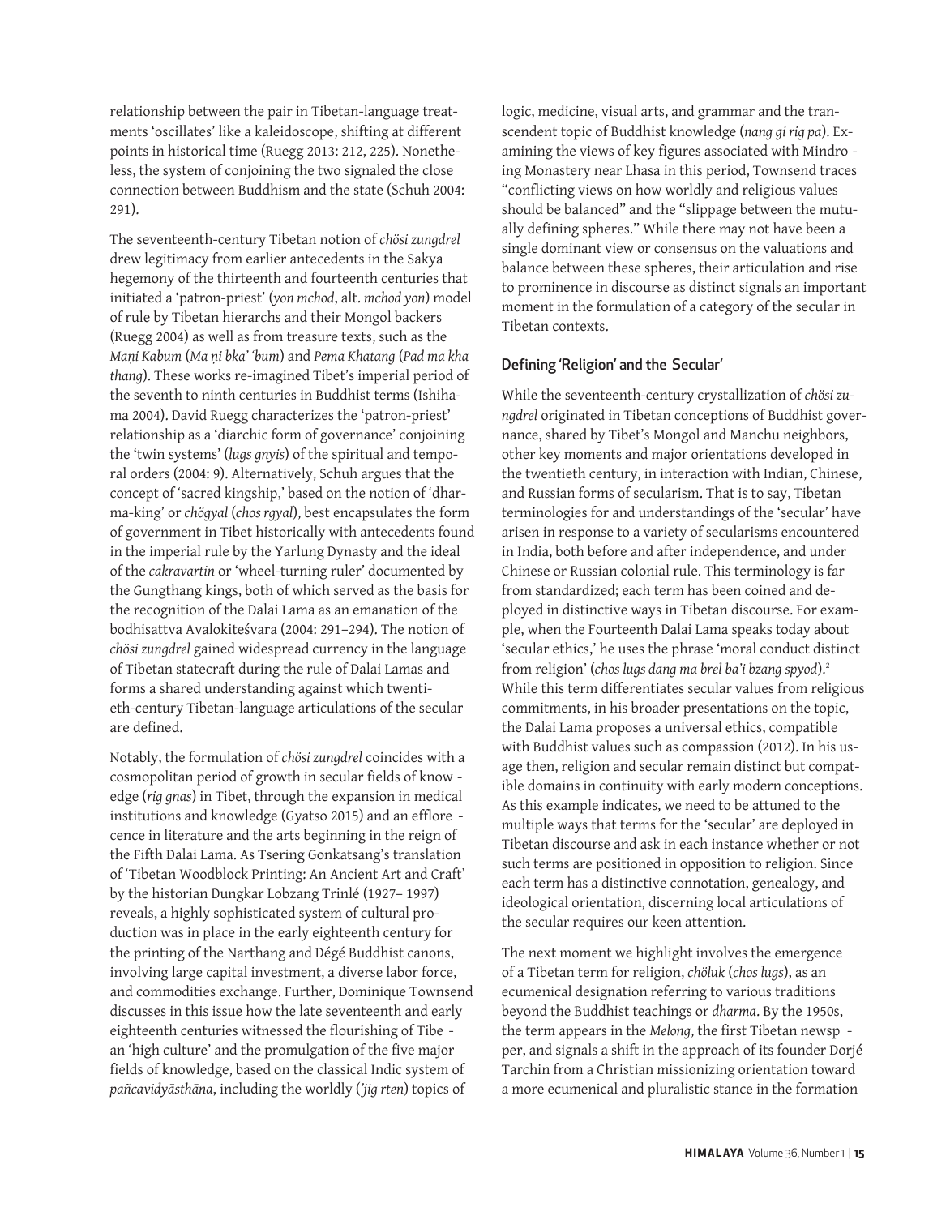relationship between the pair in Tibetan-language treatments 'oscillates' like a kaleidoscope, shifting at different points in historical time (Ruegg 2013: 212, 225). Nonetheless, the system of conjoining the two signaled the close connection between Buddhism and the state (Schuh 2004: 291).

The seventeenth-century Tibetan notion of *chösi zungdrel* drew legitimacy from earlier antecedents in the Sakya hegemony of the thirteenth and fourteenth centuries that initiated a 'patron-priest' (*yon mchod*, alt. *mchod yon*) model of rule by Tibetan hierarchs and their Mongol backers (Ruegg 2004) as well as from treasure texts, such as the *Maṇi Kabum* (*Ma ṇi bka' 'bum*) and *Pema Khatang* (*Pad ma kha thang*). These works re-imagined Tibet's imperial period of the seventh to ninth centuries in Buddhist terms (Ishihama 2004). David Ruegg characterizes the 'patron-priest' relationship as a 'diarchic form of governance' conjoining the 'twin systems' (*lugs gnyis*) of the spiritual and temporal orders (2004: 9). Alternatively, Schuh argues that the concept of 'sacred kingship,' based on the notion of 'dharma-king' or *chögyal* (*chos rgyal*), best encapsulates the form of government in Tibet historically with antecedents found in the imperial rule by the Yarlung Dynasty and the ideal of the *cakravartin* or 'wheel-turning ruler' documented by the Gungthang kings, both of which served as the basis for the recognition of the Dalai Lama as an emanation of the bodhisattva Avalokiteśvara (2004: 291–294). The notion of *chösi zungdrel* gained widespread currency in the language of Tibetan statecraft during the rule of Dalai Lamas and forms a shared understanding against which twentieth-century Tibetan-language articulations of the secular are defined.

Notably, the formulation of *chösi zungdrel* coincides with a cosmopolitan period of growth in secular fields of knowledge (*rig gnas*) in Tibet, through the expansion in medical institutions and knowledge (Gyatso 2015) and an efflorescence in literature and the arts beginning in the reign of the Fifth Dalai Lama. As Tsering Gonkatsang's translation of 'Tibetan Woodblock Printing: An Ancient Art and Craft' by the historian Dungkar Lobzang Trinlé (1927– 1997) reveals, a highly sophisticated system of cultural production was in place in the early eighteenth century for the printing of the Narthang and Dégé Buddhist canons, involving large capital investment, a diverse labor force, and commodities exchange. Further, Dominique Townsend discusses in this issue how the late seventeenth and early eighteenth centuries witnessed the flourishing of Tibetan 'high culture' and the promulgation of the five major fields of knowledge, based on the classical Indic system of *pañcavidyāsthāna*, including the worldly (*'jig rten*) topics of logic, medicine, visual arts, and grammar and the transcendent topic of Buddhist knowledge (*nang gi rig pa*). Examining the views of key figures associated with Mindroling Monastery near Lhasa in this period, Townsend traces "conflicting views on how worldly and religious values should be balanced" and the "slippage between the mutually defining spheres." While there may not have been a single dominant view or consensus on the valuations and balance between these spheres, their articulation and rise to prominence in discourse as distinct signals an important moment in the formulation of a category of the secular in Tibetan contexts.

## Defining 'Religion' and the Secular'

While the seventeenth-century crystallization of *chösi zungdrel* originated in Tibetan conceptions of Buddhist governance, shared by Tibet's Mongol and Manchu neighbors, other key moments and major orientations developed in the twentieth century, in interaction with Indian, Chinese, and Russian forms of secularism. That is to say, Tibetan terminologies for and understandings of the 'secular' have arisen in response to a variety of secularisms encountered in India, both before and after independence, and under Chinese or Russian colonial rule. This terminology is far from standardized; each term has been coined and deployed in distinctive ways in Tibetan discourse. For example, when the Fourteenth Dalai Lama speaks today about 'secular ethics,' he uses the phrase 'moral conduct distinct from religion' (*chos lugs dang ma brel ba'i bzang spyod*).[2] While this term differentiates secular values from religious commitments, in his broader presentations on the topic, the Dalai Lama proposes a universal ethics, compatible with Buddhist values such as compassion (2012). In his usage then, religion and secular remain distinct but compatible domains in continuity with early modern conceptions. As this example indicates, we need to be attuned to the multiple ways that terms for the 'secular' are deployed in Tibetan discourse and ask in each instance whether or not such terms are positioned in opposition to religion. Since each term has a distinctive connotation, genealogy, and ideological orientation, discerning local articulations of the secular requires our keen attention.

The next moment we highlight involves the emergence of a Tibetan term for religion, *chöluk* (*chos lugs*), as an ecumenical designation referring to various traditions beyond the Buddhist teachings or *dharma*. By the 1950s, the term appears in the *Melong*, the first Tibetan newspaper, and signals a shift in the approach of its founder Dorjé Tarchin from a Christian missionizing orientation toward a more ecumenical and pluralistic stance in the formation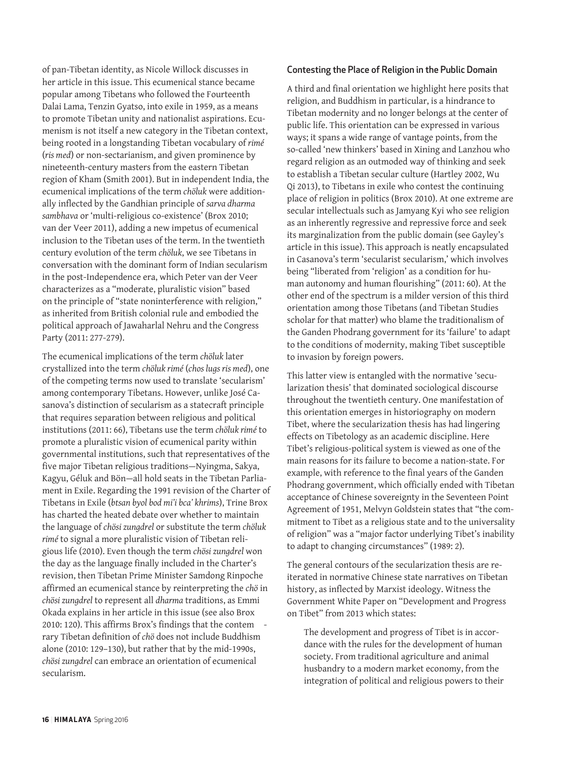of pan-Tibetan identity, as Nicole Willock discusses in her article in this issue. This ecumenical stance became popular among Tibetans who followed the Fourteenth Dalai Lama, Tenzin Gyatso, into exile in 1959, as a means to promote Tibetan unity and nationalist aspirations. Ecumenism is not itself a new category in the Tibetan context, being rooted in a longstanding Tibetan vocabulary of *rimé* (*ris med*) or non-sectarianism, and given prominence by nineteenth-century masters from the eastern Tibetan region of Kham (Smith 2001). But in independent India, the ecumenical implications of the term *chöluk* were additionally inflected by the Gandhian principle of *sarva dharma sambhava* or 'multi-religious co-existence' (Brox 2010; van der Veer 2011), adding a new impetus of ecumenical inclusion to the Tibetan uses of the term. In the twentieth century evolution of the term *chöluk*, we see Tibetans in conversation with the dominant form of Indian secularism in the post-Independence era, which Peter van der Veer characterizes as a "moderate, pluralistic vision" based on the principle of "state noninterference with religion," as inherited from British colonial rule and embodied the political approach of Jawaharlal Nehru and the Congress Party (2011: 277-279).

The ecumenical implications of the term *chöluk* later crystallized into the term *chöluk rimé* (*chos lugs ris med*), one of the competing terms now used to translate 'secularism' among contemporary Tibetans. However, unlike José Casanova's distinction of secularism as a statecraft principle that requires separation between religious and political institutions (2011: 66), Tibetans use the term *chöluk rimé* to promote a pluralistic vision of ecumenical parity within governmental institutions, such that representatives of the five major Tibetan religious traditions—Nyingma, Sakya, Kagyu, Géluk and Bön—all hold seats in the Tibetan Parliament in Exile. Regarding the 1991 revision of the Charter of Tibetans in Exile (*btsan byol bod mi'i bca' khrims*), Trine Brox has charted the heated debate over whether to maintain the language of *chösi zungdrel* or substitute the term *chöluk rimé* to signal a more pluralistic vision of Tibetan religious life (2010). Even though the term *chösi zungdrel* won the day as the language finally included in the Charter's revision, then Tibetan Prime Minister Samdong Rinpoche affirmed an ecumenical stance by reinterpreting the *chö* in *chösi zungdrel* to represent all *dharma* traditions, as Emmi Okada explains in her article in this issue (see also Brox 2010: 120). This affirms Brox's findings that the contemporary Tibetan definition of *chö* does not include Buddhism alone (2010: 129–130), but rather that by the mid-1990s, *chösi zungdrel* can embrace an orientation of ecumenical secularism.

### Contesting the Place of Religion in the Public Domain

A third and final orientation we highlight here posits that religion, and Buddhism in particular, is a hindrance to Tibetan modernity and no longer belongs at the center of public life. This orientation can be expressed in various ways; it spans a wide range of vantage points, from the so-called 'new thinkers' based in Xining and Lanzhou who regard religion as an outmoded way of thinking and seek to establish a Tibetan secular culture (Hartley 2002, Wu Qi 2013), to Tibetans in exile who contest the continuing place of religion in politics (Brox 2010). At one extreme are secular intellectuals such as Jamyang Kyi who see religion as an inherently regressive and repressive force and seek its marginalization from the public domain (see Gayley's article in this issue). This approach is neatly encapsulated in Casanova's term 'secularist secularism,' which involves being "liberated from 'religion' as a condition for human autonomy and human flourishing" (2011: 60). At the other end of the spectrum is a milder version of this third orientation among those Tibetans (and Tibetan Studies scholar for that matter) who blame the traditionalism of the Ganden Phodrang government for its 'failure' to adapt to the conditions of modernity, making Tibet susceptible to invasion by foreign powers.

This latter view is entangled with the normative 'secularization thesis' that dominated sociological discourse throughout the twentieth century. One manifestation of this orientation emerges in historiography on modern Tibet, where the secularization thesis has had lingering effects on Tibetology as an academic discipline. Here Tibet's religious-political system is viewed as one of the main reasons for its failure to become a nation-state. For example, with reference to the final years of the Ganden Phodrang government, which officially ended with Tibetan acceptance of Chinese sovereignty in the Seventeen Point Agreement of 1951, Melvyn Goldstein states that "the commitment to Tibet as a religious state and to the universality of religion" was a "major factor underlying Tibet's inability to adapt to changing circumstances" (1989: 2).

The general contours of the secularization thesis are reiterated in normative Chinese state narratives on Tibetan history, as inflected by Marxist ideology. Witness the Government White Paper on "Development and Progress on Tibet" from 2013 which states:

> The development and progress of Tibet is in accordance with the rules for the development of human society. From traditional agriculture and animal husbandry to a modern market economy, from the integration of political and religious powers to their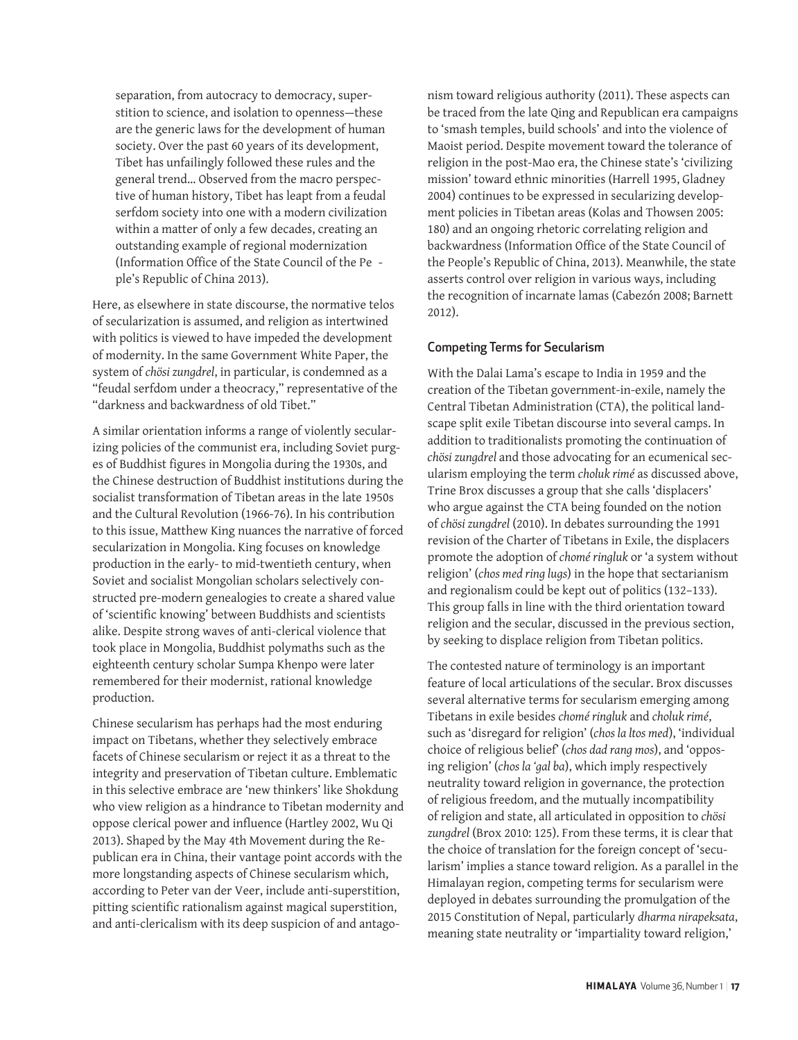separation, from autocracy to democracy, superstition to science, and isolation to openness—these are the generic laws for the development of human society. Over the past 60 years of its development, Tibet has unfailingly followed these rules and the general trend... Observed from the macro perspective of human history, Tibet has leapt from a feudal serfdom society into one with a modern civilization within a matter of only a few decades, creating an outstanding example of regional modernization (Information Office of the State Council of the Pe - ple's Republic of China 2013).

Here, as elsewhere in state discourse, the normative telos of secularization is assumed, and religion as intertwined with politics is viewed to have impeded the development of modernity. In the same Government White Paper, the system of *chösi zungdrel*, in particular, is condemned as a "feudal serfdom under a theocracy," representative of the "darkness and backwardness of old Tibet."

A similar orientation informs a range of violently secularizing policies of the communist era, including Soviet purges of Buddhist figures in Mongolia during the 1930s, and the Chinese destruction of Buddhist institutions during the socialist transformation of Tibetan areas in the late 1950s and the Cultural Revolution (1966-76). In his contribution to this issue, Matthew King nuances the narrative of forced secularization in Mongolia. King focuses on knowledge production in the early- to mid-twentieth century, when Soviet and socialist Mongolian scholars selectively constructed pre-modern genealogies to create a shared value of 'scientific knowing' between Buddhists and scientists alike. Despite strong waves of anti-clerical violence that took place in Mongolia, Buddhist polymaths such as the eighteenth century scholar Sumpa Khenpo were later remembered for their modernist, rational knowledge production.

Chinese secularism has perhaps had the most enduring impact on Tibetans, whether they selectively embrace facets of Chinese secularism or reject it as a threat to the integrity and preservation of Tibetan culture. Emblematic in this selective embrace are 'new thinkers' like Shokdung who view religion as a hindrance to Tibetan modernity and oppose clerical power and influence (Hartley 2002, Wu Qi 2013). Shaped by the May 4th Movement during the Republican era in China, their vantage point accords with the more longstanding aspects of Chinese secularism which, according to Peter van der Veer, include anti-superstition, pitting scientific rationalism against magical superstition, and anti-clericalism with its deep suspicion of and antagonism toward religious authority (2011). These aspects can be traced from the late Qing and Republican era campaigns to 'smash temples, build schools' and into the violence of Maoist period. Despite movement toward the tolerance of religion in the post-Mao era, the Chinese state's 'civilizing mission' toward ethnic minorities (Harrell 1995, Gladney 2004) continues to be expressed in secularizing development policies in Tibetan areas (Kolas and Thowsen 2005: 180) and an ongoing rhetoric correlating religion and backwardness (Information Office of the State Council of the People's Republic of China, 2013). Meanwhile, the state asserts control over religion in various ways, including the recognition of incarnate lamas (Cabezón 2008; Barnett 2012).

## Competing Terms for Secularism

With the Dalai Lama's escape to India in 1959 and the creation of the Tibetan government-in-exile, namely the Central Tibetan Administration (CTA), the political landscape split exile Tibetan discourse into several camps. In addition to traditionalists promoting the continuation of *chösi zungdrel* and those advocating for an ecumenical secularism employing the term *choluk rimé* as discussed above, Trine Brox discusses a group that she calls 'displacers' who argue against the CTA being founded on the notion of *chösi zungdrel* (2010). In debates surrounding the 1991 revision of the Charter of Tibetans in Exile, the displacers promote the adoption of *chomé ringluk* or 'a system without religion' (*chos med ring lugs*) in the hope that sectarianism and regionalism could be kept out of politics (132–133). This group falls in line with the third orientation toward religion and the secular, discussed in the previous section, by seeking to displace religion from Tibetan politics.

The contested nature of terminology is an important feature of local articulations of the secular. Brox discusses several alternative terms for secularism emerging among Tibetans in exile besides *chomé ringluk* and *choluk rimé*, such as 'disregard for religion' (*chos la ltos med*), 'individual choice of religious belief' (*chos dad rang mos*), and 'opposing religion' (*chos la 'gal ba*), which imply respectively neutrality toward religion in governance, the protection of religious freedom, and the mutually incompatibility of religion and state, all articulated in opposition to *chösi zungdrel* (Brox 2010: 125). From these terms, it is clear that the choice of translation for the foreign concept of 'secularism' implies a stance toward religion. As a parallel in the Himalayan region, competing terms for secularism were deployed in debates surrounding the promulgation of the 2015 Constitution of Nepal, particularly *dharma nirapeksata*, meaning state neutrality or 'impartiality toward religion,'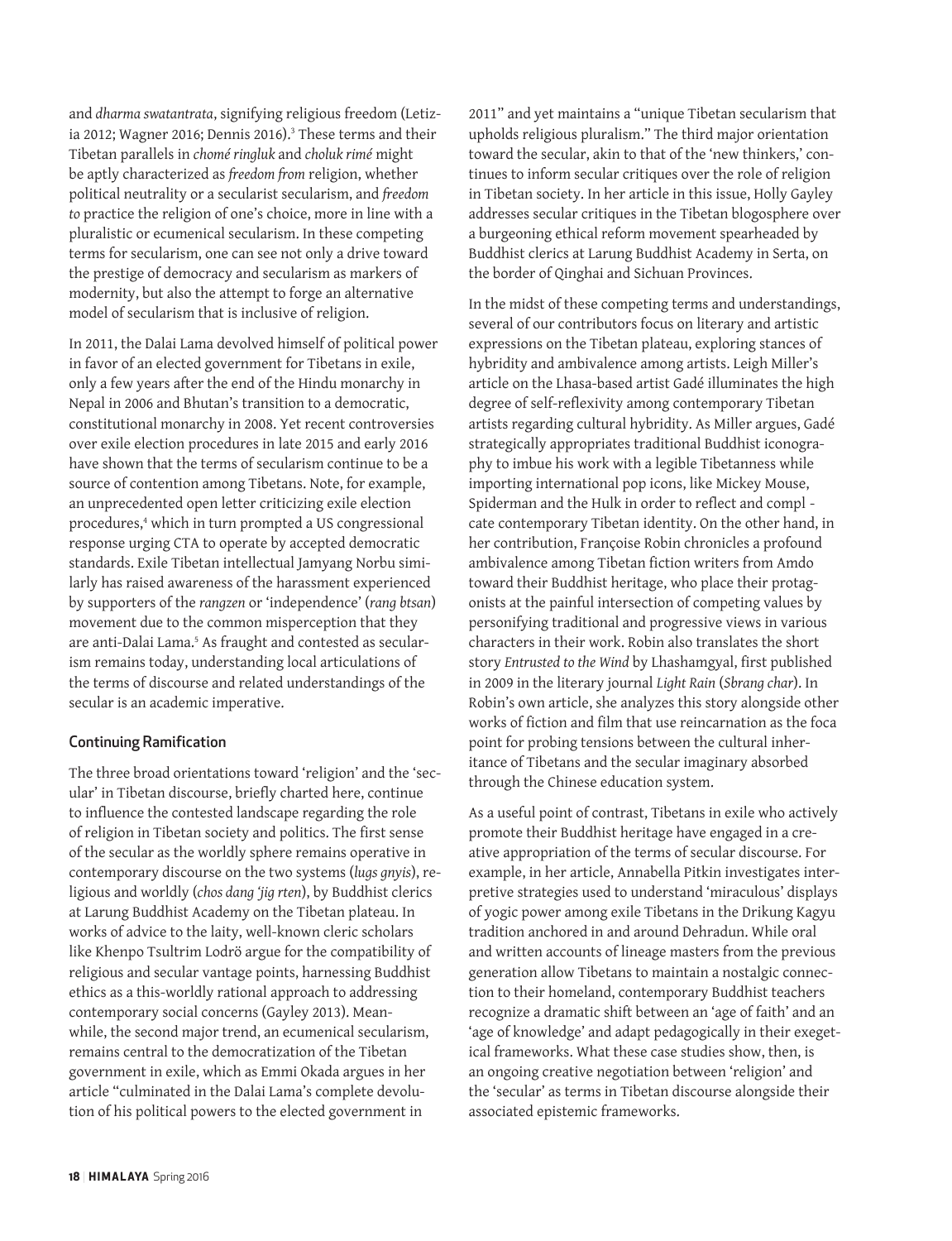and *dharma swatantrata*, signifying religious freedom (Letizia 2012; Wagner 2016; Dennis 2016).[3] These terms and their Tibetan parallels in *chomé ringluk* and *choluk rimé* might be aptly characterized as *freedom from* religion, whether political neutrality or a secularist secularism, and *freedom to* practice the religion of one's choice, more in line with a pluralistic or ecumenical secularism. In these competing terms for secularism, one can see not only a drive toward the prestige of democracy and secularism as markers of modernity, but also the attempt to forge an alternative model of secularism that is inclusive of religion.

In 2011, the Dalai Lama devolved himself of political power in favor of an elected government for Tibetans in exile, only a few years after the end of the Hindu monarchy in Nepal in 2006 and Bhutan's transition to a democratic, constitutional monarchy in 2008. Yet recent controversies over exile election procedures in late 2015 and early 2016 have shown that the terms of secularism continue to be a source of contention among Tibetans. Note, for example, an unprecedented open letter criticizing exile election procedures,[4] which in turn prompted a US congressional response urging CTA to operate by accepted democratic standards. Exile Tibetan intellectual Jamyang Norbu similarly has raised awareness of the harassment experienced by supporters of the *rangzen* or 'independence' (*rang btsan*) movement due to the common misperception that they are anti-Dalai Lama.[5] As fraught and contested as secularism remains today, understanding local articulations of the terms of discourse and related understandings of the secular is an academic imperative.

## Continuing Ramification

The three broad orientations toward 'religion' and the 'secular' in Tibetan discourse, briefly charted here, continue to influence the contested landscape regarding the role of religion in Tibetan society and politics. The first sense of the secular as the worldly sphere remains operative in contemporary discourse on the two systems (*lugs gnyis*), religious and worldly (*chos dang 'jig rten*), by Buddhist clerics at Larung Buddhist Academy on the Tibetan plateau. In works of advice to the laity, well-known cleric scholars like Khenpo Tsultrim Lodrö argue for the compatibility of religious and secular vantage points, harnessing Buddhist ethics as a this-worldly rational approach to addressing contemporary social concerns (Gayley 2013). Meanwhile, the second major trend, an ecumenical secularism, remains central to the democratization of the Tibetan government in exile, which as Emmi Okada argues in her article "culminated in the Dalai Lama's complete devolution of his political powers to the elected government in 2011" and yet maintains a "unique Tibetan secularism that upholds religious pluralism." The third major orientation toward the secular, akin to that of the 'new thinkers,' continues to inform secular critiques over the role of religion in Tibetan society. In her article in this issue, Holly Gayley addresses secular critiques in the Tibetan blogosphere over a burgeoning ethical reform movement spearheaded by Buddhist clerics at Larung Buddhist Academy in Serta, on the border of Qinghai and Sichuan Provinces.

In the midst of these competing terms and understandings, several of our contributors focus on literary and artistic expressions on the Tibetan plateau, exploring stances of hybridity and ambivalence among artists. Leigh Miller's article on the Lhasa-based artist Gadé illuminates the high degree of self-reflexivity among contemporary Tibetan artists regarding cultural hybridity. As Miller argues, Gadé strategically appropriates traditional Buddhist iconography to imbue his work with a legible Tibetanness while importing international pop icons, like Mickey Mouse, Spiderman and the Hulk in order to reflect and compl - cate contemporary Tibetan identity. On the other hand, in her contribution, Françoise Robin chronicles a profound ambivalence among Tibetan fiction writers from Amdo toward their Buddhist heritage, who place their protagonists at the painful intersection of competing values by personifying traditional and progressive views in various characters in their work. Robin also translates the short story *Entrusted to the Wind* by Lhashamgyal, first published in 2009 in the literary journal *Light Rain* (*Sbrang char*). In Robin's own article, she analyzes this story alongside other works of fiction and film that use reincarnation as the foca point for probing tensions between the cultural inheritance of Tibetans and the secular imaginary absorbed through the Chinese education system.

As a useful point of contrast, Tibetans in exile who actively promote their Buddhist heritage have engaged in a creative appropriation of the terms of secular discourse. For example, in her article, Annabella Pitkin investigates interpretive strategies used to understand 'miraculous' displays of yogic power among exile Tibetans in the Drikung Kagyu tradition anchored in and around Dehradun. While oral and written accounts of lineage masters from the previous generation allow Tibetans to maintain a nostalgic connection to their homeland, contemporary Buddhist teachers recognize a dramatic shift between an 'age of faith' and an 'age of knowledge' and adapt pedagogically in their exegetical frameworks. What these case studies show, then, is an ongoing creative negotiation between 'religion' and the 'secular' as terms in Tibetan discourse alongside their associated epistemic frameworks.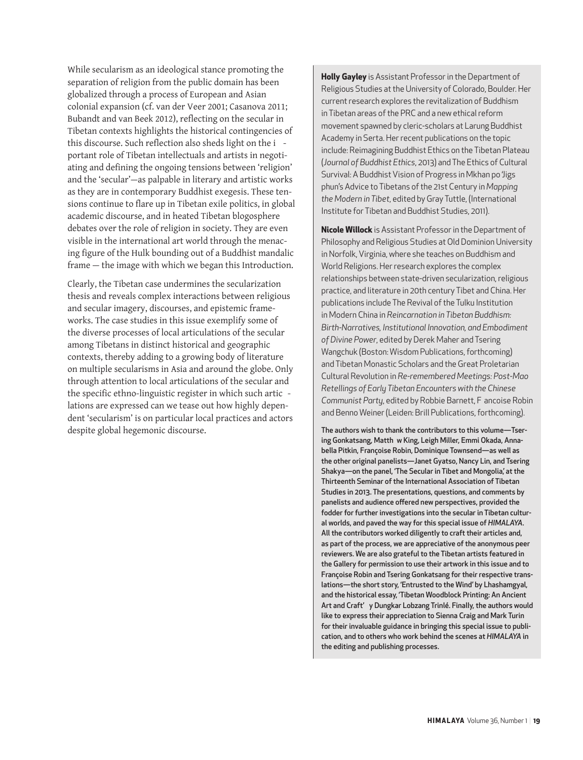While secularism as an ideological stance promoting the separation of religion from the public domain has been globalized through a process of European and Asian colonial expansion (cf. van der Veer 2001; Casanova 2011; Bubandt and van Beek 2012), reflecting on the secular in Tibetan contexts highlights the historical contingencies of this discourse. Such reflection also sheds light on the i - portant role of Tibetan intellectuals and artists in negotiating and defining the ongoing tensions between 'religion' and the 'secular'—as palpable in literary and artistic works as they are in contemporary Buddhist exegesis. These tensions continue to flare up in Tibetan exile politics, in global academic discourse, and in heated Tibetan blogosphere debates over the role of religion in society. They are even visible in the international art world through the menacing figure of the Hulk bounding out of a Buddhist mandalic frame — the image with which we began this Introduction.

Clearly, the Tibetan case undermines the secularization thesis and reveals complex interactions between religious and secular imagery, discourses, and epistemic frameworks. The case studies in this issue exemplify some of the diverse processes of local articulations of the secular among Tibetans in distinct historical and geographic contexts, thereby adding to a growing body of literature on multiple secularisms in Asia and around the globe. Only through attention to local articulations of the secular and the specific ethno-linguistic register in which such artic - lations are expressed can we tease out how highly dependent 'secularism' is on particular local practices and actors despite global hegemonic discourse.

**Holly Gayley** is Assistant Professor in the Department of Religious Studies at the University of Colorado, Boulder. Her current research explores the revitalization of Buddhism in Tibetan areas of the PRC and a new ethical reform movement spawned by cleric-scholars at Larung Buddhist Academy in Serta. Her recent publications on the topic include: Reimagining Buddhist Ethics on the Tibetan Plateau (*Journal of Buddhist Ethics*, 2013) and The Ethics of Cultural Survival: A Buddhist Vision of Progress in Mkhan po 'Jigs phun's Advice to Tibetans of the 21st Century in *Mapping the Modern in Tibet*, edited by Gray Tuttle, (International Institute for Tibetan and Buddhist Studies, 2011).

**Nicole Willock** is Assistant Professor in the Department of Philosophy and Religious Studies at Old Dominion University in Norfolk, Virginia, where she teaches on Buddhism and World Religions. Her research explores the complex relationships between state-driven secularization, religious practice, and literature in 20th century Tibet and China. Her publications include The Revival of the Tulku Institution in Modern China in *Reincarnation in Tibetan Buddhism: Birth-Narratives, Institutional Innovation, and Embodiment of Divine Power*, edited by Derek Maher and Tsering Wangchuk (Boston: Wisdom Publications, forthcoming) and Tibetan Monastic Scholars and the Great Proletarian Cultural Revolution in *Re-remembered Meetings: Post-Mao Retellings of Early Tibetan Encounters with the Chinese Communist Party*, edited by Robbie Barnett, F ancoise Robin and Benno Weiner (Leiden: Brill Publications, forthcoming).

The authors wish to thank the contributors to this volume—Tsering Gonkatsang, Matth w King, Leigh Miller, Emmi Okada, Annabella Pitkin, Françoise Robin, Dominique Townsend—as well as the other original panelists—Janet Gyatso, Nancy Lin, and Tsering Shakya—on the panel, 'The Secular in Tibet and Mongolia,' at the Thirteenth Seminar of the International Association of Tibetan Studies in 2013. The presentations, questions, and comments by panelists and audience offered new perspectives, provided the fodder for further investigations into the secular in Tibetan cultural worlds, and paved the way for this special issue of *HIMALAYA*. All the contributors worked diligently to craft their articles and, as part of the process, we are appreciative of the anonymous peer reviewers. We are also grateful to the Tibetan artists featured in the Gallery for permission to use their artwork in this issue and to Françoise Robin and Tsering Gonkatsang for their respective translations—the short story, 'Entrusted to the Wind' by Lhashamgyal, and the historical essay, 'Tibetan Woodblock Printing: An Ancient Art and Craft' y Dungkar Lobzang Trinlé. Finally, the authors would like to express their appreciation to Sienna Craig and Mark Turin for their invaluable guidance in bringing this special issue to publication, and to others who work behind the scenes at *HIMALAYA* in the editing and publishing processes.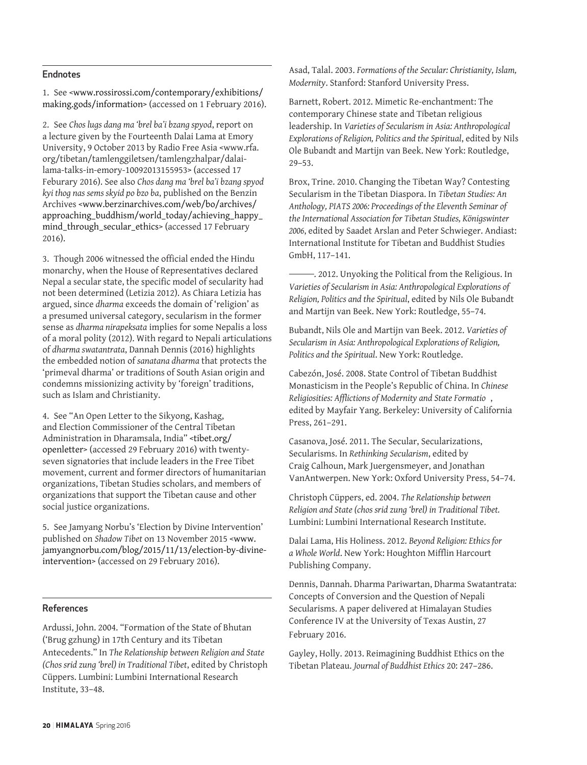## Endnotes

1. See <www.rossirossi.com/contemporary/exhibitions/making.gods/information> (accessed on 1 February 2016).

2. See *Chos lugs dang ma 'brel ba'i bzang spyod*, report on a lecture given by the Fourteenth Dalai Lama at Emory University, 9 October 2013 by Radio Free Asia <www.rfa.org/tibetan/tamlenggiletsen/tamlengzhalpar/dalai-lama-talks-in-emory-10092013155953> (accessed 17 Feburary 2016). See also *Chos dang ma 'brel ba'i bzang spyod kyi thog nas sems skyid po bzo ba*, published on the Benzin Archives <www.berzinarchives.com/web/bo/archives/approaching_buddhism/world_today/achieving_happy_mind_through_secular_ethics> (accessed 17 February 2016).

3. Though 2006 witnessed the official ended the Hindu monarchy, when the House of Representatives declared Nepal a secular state, the specific model of secularity had not been determined (Letizia 2012). As Chiara Letizia has argued, since *dharma* exceeds the domain of 'religion' as a presumed universal category, secularism in the former sense as *dharma nirapeksata* implies for some Nepalis a loss of a moral polity (2012). With regard to Nepali articulations of *dharma swatantrata*, Dannah Dennis (2016) highlights the embedded notion of *sanatana dharma* that protects the 'primeval dharma' or traditions of South Asian origin and condemns missionizing activity by 'foreign' traditions, such as Islam and Christianity.

4. See "An Open Letter to the Sikyong, Kashag, and Election Commissioner of the Central Tibetan Administration in Dharamsala, India" <tibet.org/openletter> (accessed 29 February 2016) with twenty-seven signatories that include leaders in the Free Tibet movement, current and former directors of humanitarian organizations, Tibetan Studies scholars, and members of organizations that support the Tibetan cause and other social justice organizations.

5. See Jamyang Norbu's 'Election by Divine Intervention' published on *Shadow Tibet* on 13 November 2015 <www.jamyangnorbu.com/blog/2015/11/13/election-by-divine-intervention> (accessed on 29 February 2016).

## References

Ardussi, John. 2004. "Formation of the State of Bhutan ('Brug gzhung) in 17th Century and its Tibetan Antecedents." In *The Relationship between Religion and State (Chos srid zung 'brel) in Traditional Tibet*, edited by Christoph Cüppers. Lumbini: Lumbini International Research Institute, 33–48.

Asad, Talal. 2003. *Formations of the Secular: Christianity, Islam, Modernity*. Stanford: Stanford University Press.

Barnett, Robert. 2012. Mimetic Re-enchantment: The contemporary Chinese state and Tibetan religious leadership. In *Varieties of Secularism in Asia: Anthropological Explorations of Religion, Politics and the Spiritual*, edited by Nils Ole Bubandt and Martijn van Beek. New York: Routledge, 29–53.

Brox, Trine. 2010. Changing the Tibetan Way? Contesting Secularism in the Tibetan Diaspora. In *Tibetan Studies: An Anthology, PIATS 2006: Proceedings of the Eleventh Seminar of the International Association for Tibetan Studies, Königswinter 2006*, edited by Saadet Arslan and Peter Schwieger. Andiast: International Institute for Tibetan and Buddhist Studies GmbH, 117–141.

———. 2012. Unyoking the Political from the Religious. In *Varieties of Secularism in Asia: Anthropological Explorations of Religion, Politics and the Spiritual*, edited by Nils Ole Bubandt and Martijn van Beek. New York: Routledge, 55–74.

Bubandt, Nils Ole and Martijn van Beek. 2012. *Varieties of Secularism in Asia: Anthropological Explorations of Religion, Politics and the Spiritual*. New York: Routledge.

Cabezón, José. 2008. State Control of Tibetan Buddhist Monasticism in the People's Republic of China. In *Chinese Religiosities: Afflictions of Modernity and State Formatio* , edited by Mayfair Yang. Berkeley: University of California Press, 261–291.

Casanova, José. 2011. The Secular, Secularizations, Secularisms. In *Rethinking Secularism*, edited by Craig Calhoun, Mark Juergensmeyer, and Jonathan VanAntwerpen. New York: Oxford University Press, 54–74.

Christoph Cüppers, ed. 2004. *The Relationship between Religion and State (chos srid zung 'brel) in Traditional Tibet.* Lumbini: Lumbini International Research Institute.

Dalai Lama, His Holiness. 2012. *Beyond Religion: Ethics for a Whole World*. New York: Houghton Mifflin Harcourt Publishing Company.

Dennis, Dannah. Dharma Pariwartan, Dharma Swatantrata: Concepts of Conversion and the Question of Nepali Secularisms. A paper delivered at Himalayan Studies Conference IV at the University of Texas Austin, 27 February 2016.

Gayley, Holly. 2013. Reimagining Buddhist Ethics on the Tibetan Plateau. *Journal of Buddhist Ethics* 20: 247–286.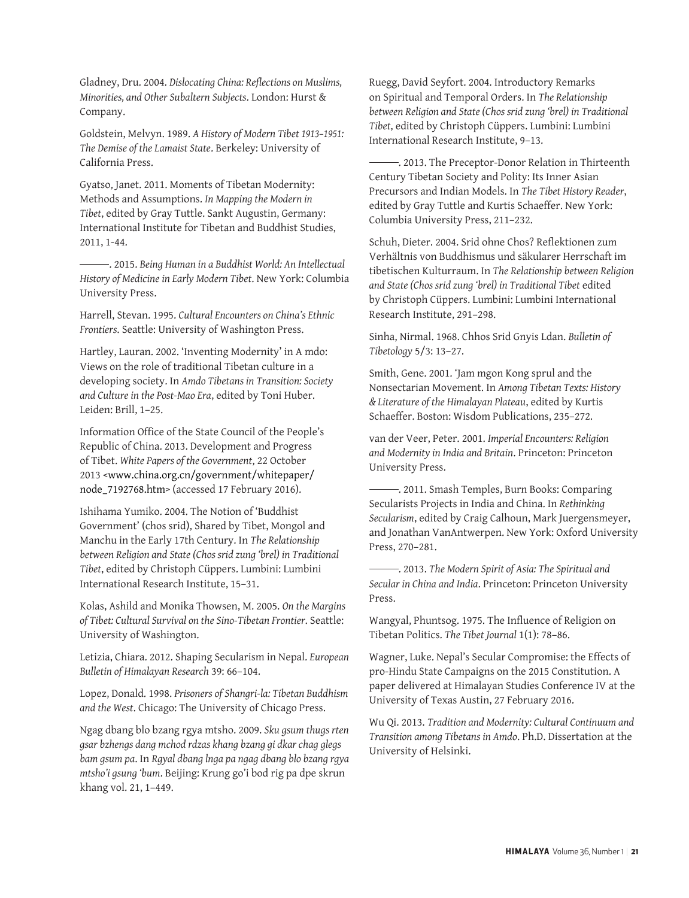Gladney, Dru. 2004. *Dislocating China: Reflections on Muslims, Minorities, and Other Subaltern Subjects*. London: Hurst & Company.

Goldstein, Melvyn. 1989. *A History of Modern Tibet 1913–1951: The Demise of the Lamaist State*. Berkeley: University of California Press.

Gyatso, Janet. 2011. Moments of Tibetan Modernity: Methods and Assumptions. *In Mapping the Modern in Tibet*, edited by Gray Tuttle. Sankt Augustin, Germany: International Institute for Tibetan and Buddhist Studies, 2011, 1-44.

———. 2015. *Being Human in a Buddhist World: An Intellectual History of Medicine in Early Modern Tibet*. New York: Columbia University Press.

Harrell, Stevan. 1995. *Cultural Encounters on China's Ethnic Frontiers*. Seattle: University of Washington Press.

Hartley, Lauran. 2002. 'Inventing Modernity' in A mdo: Views on the role of traditional Tibetan culture in a developing society. In *Amdo Tibetans in Transition: Society and Culture in the Post-Mao Era*, edited by Toni Huber. Leiden: Brill, 1–25.

Information Office of the State Council of the People's Republic of China. 2013. Development and Progress of Tibet. *White Papers of the Government*, 22 October 2013 <www.china.org.cn/government/whitepaper/node_7192768.htm> (accessed 17 February 2016).

Ishihama Yumiko. 2004. The Notion of 'Buddhist Government' (chos srid), Shared by Tibet, Mongol and Manchu in the Early 17th Century. In *The Relationship between Religion and State (Chos srid zung 'brel) in Traditional Tibet*, edited by Christoph Cüppers. Lumbini: Lumbini International Research Institute, 15–31.

Kolas, Ashild and Monika Thowsen, M. 2005. *On the Margins of Tibet: Cultural Survival on the Sino-Tibetan Frontier*. Seattle: University of Washington.

Letizia, Chiara. 2012. Shaping Secularism in Nepal. *European Bulletin of Himalayan Research* 39: 66–104.

Lopez, Donald. 1998. *Prisoners of Shangri-la: Tibetan Buddhism and the West*. Chicago: The University of Chicago Press.

Ngag dbang blo bzang rgya mtsho. 2009. *Sku gsum thugs rten gsar bzhengs dang mchod rdzas khang bzang gi dkar chag glegs bam gsum pa*. In *Rgyal dbang lnga pa ngag dbang blo bzang rgya mtsho'i gsung 'bum*. Beijing: Krung go'i bod rig pa dpe skrun khang vol. 21, 1–449.

Ruegg, David Seyfort. 2004. Introductory Remarks on Spiritual and Temporal Orders. In *The Relationship between Religion and State (Chos srid zung 'brel) in Traditional Tibet*, edited by Christoph Cüppers. Lumbini: Lumbini International Research Institute, 9–13.

———. 2013. The Preceptor-Donor Relation in Thirteenth Century Tibetan Society and Polity: Its Inner Asian Precursors and Indian Models. In *The Tibet History Reader*, edited by Gray Tuttle and Kurtis Schaeffer. New York: Columbia University Press, 211–232.

Schuh, Dieter. 2004. Srid ohne Chos? Reflektionen zum Verhältnis von Buddhismus und säkularer Herrschaft im tibetischen Kulturraum. In *The Relationship between Religion and State (Chos srid zung 'brel) in Traditional Tibet* edited by Christoph Cüppers. Lumbini: Lumbini International Research Institute, 291–298.

Sinha, Nirmal. 1968. Chhos Srid Gnyis Ldan. *Bulletin of Tibetology* 5/3: 13–27.

Smith, Gene. 2001. 'Jam mgon Kong sprul and the Nonsectarian Movement. In *Among Tibetan Texts: History & Literature of the Himalayan Plateau*, edited by Kurtis Schaeffer. Boston: Wisdom Publications, 235–272.

van der Veer, Peter. 2001. *Imperial Encounters: Religion and Modernity in India and Britain*. Princeton: Princeton University Press.

———. 2011. Smash Temples, Burn Books: Comparing Secularists Projects in India and China. In *Rethinking Secularism*, edited by Craig Calhoun, Mark Juergensmeyer, and Jonathan VanAntwerpen. New York: Oxford University Press, 270–281.

———. 2013. *The Modern Spirit of Asia: The Spiritual and Secular in China and India*. Princeton: Princeton University Press.

Wangyal, Phuntsog. 1975. The Influence of Religion on Tibetan Politics. *The Tibet Journal* 1(1): 78–86.

Wagner, Luke. Nepal's Secular Compromise: the Effects of pro-Hindu State Campaigns on the 2015 Constitution. A paper delivered at Himalayan Studies Conference IV at the University of Texas Austin, 27 February 2016.

Wu Qi. 2013. *Tradition and Modernity: Cultural Continuum and Transition among Tibetans in Amdo*. Ph.D. Dissertation at the University of Helsinki.